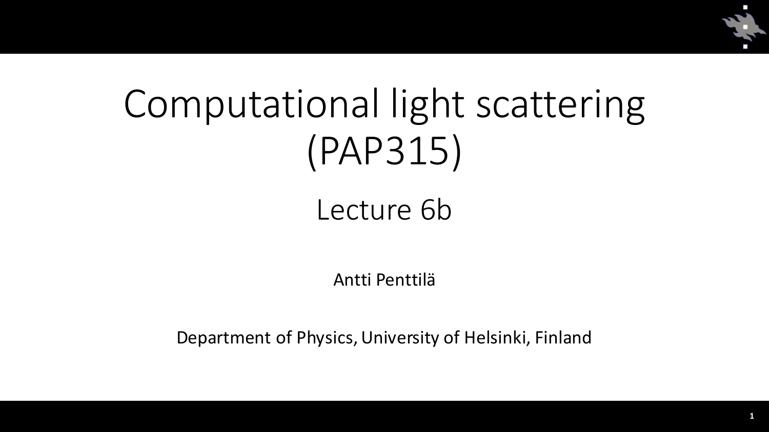# Computational light scattering (PAP315)

## Lecture 6b

Antti Penttilä

Department of Physics, University of Helsinki, Finland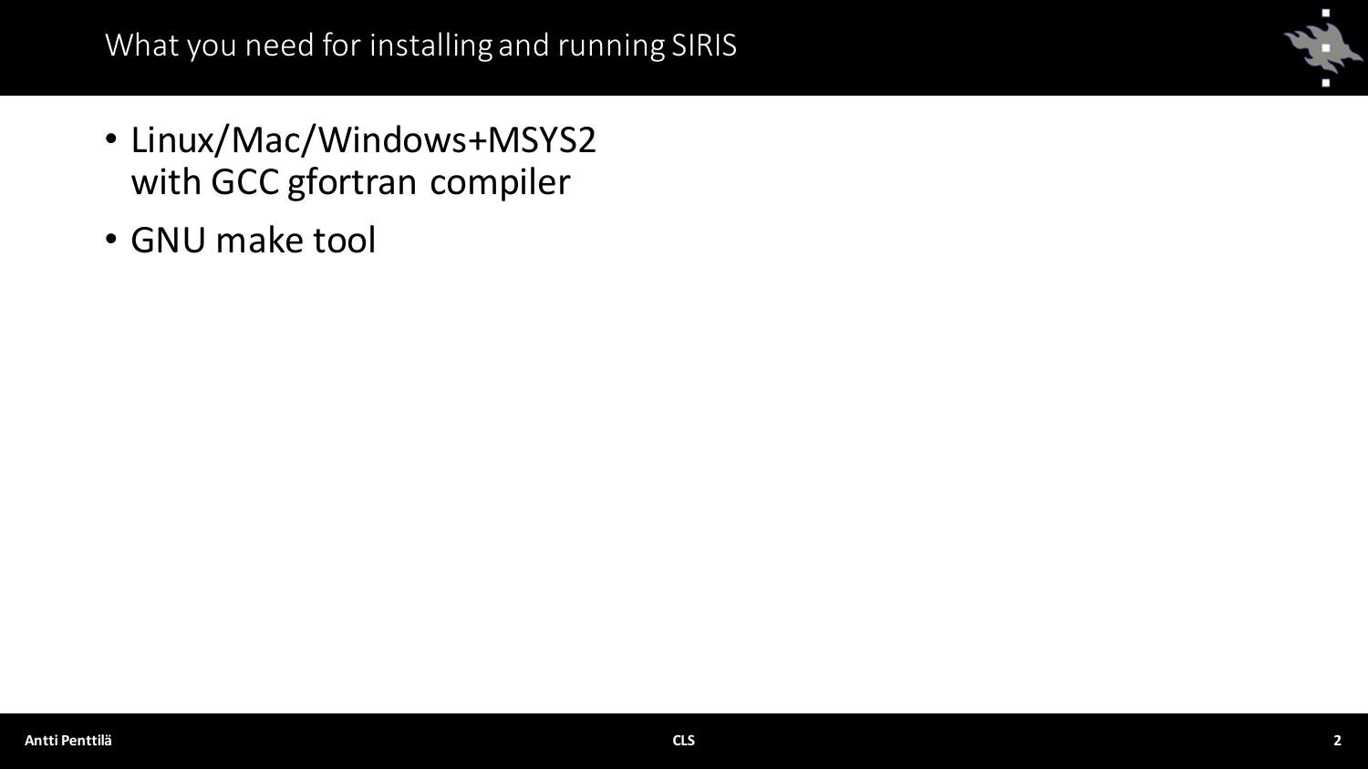# What you need for installing and running SIRIS

- Linux/Mac/Windows+MSYS2 with GCC gfortran compiler
- GNU make tool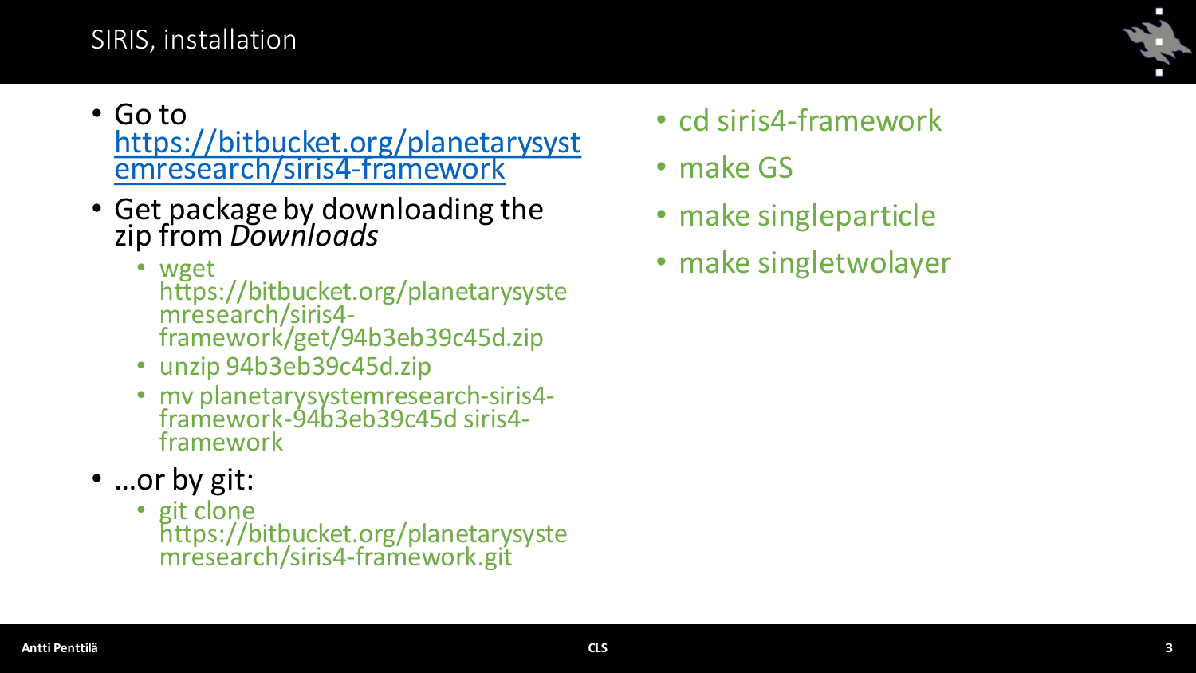# SIRIS, installation

- Go to https://bitbucket.org/planetarysystemresearch/siris4-framework
- Get package by downloading the zip from *Downloads*
  - wget https://bitbucket.org/planetarysystemresearch/siris4-framework/get/94b3eb39c45d.zip
  - unzip 94b3eb39c45d.zip
  - mv planetarysystemresearch-siris4-framework-94b3eb39c45d siris4-framework
- …or by git:
  - git clone https://bitbucket.org/planetarysystemresearch/siris4-framework.git

- cd siris4-framework
- make GS
- make singleparticle
- make singletwolayer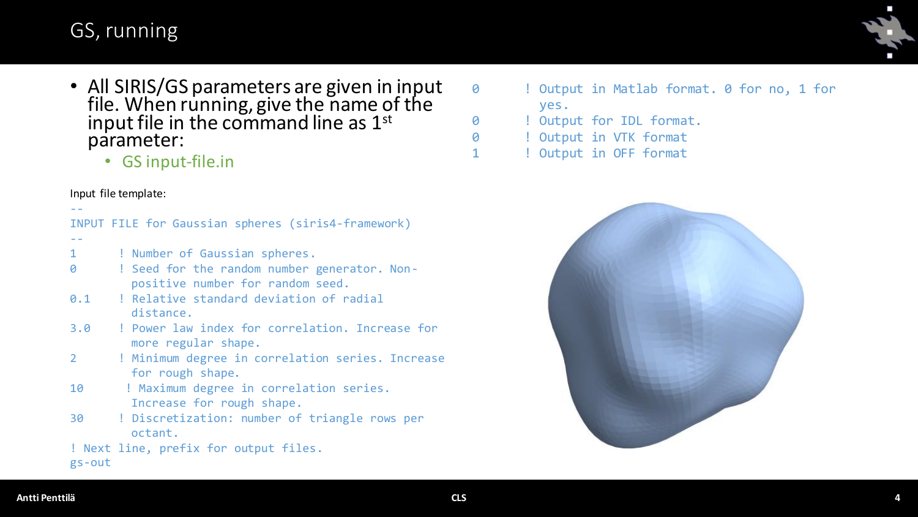# GS, running

- All SIRIS/GS parameters are given in input file. When running, give the name of the input file in the command line as 1st parameter:
  - GS input-file.in

Input file template:

```
--
INPUT FILE for Gaussian spheres (siris4-framework)
--
1      ! Number of Gaussian spheres.
0      ! Seed for the random number generator. Non-
         positive number for random seed.
0.1    ! Relative standard deviation of radial
         distance.
3.0    ! Power law index for correlation. Increase for
         more regular shape.
2      ! Minimum degree in correlation series. Increase
         for rough shape.
10      ! Maximum degree in correlation series.
         Increase for rough shape.
30     ! Discretization: number of triangle rows per
         octant.
! Next line, prefix for output files.
gs-out
0      ! Output in Matlab format. 0 for no, 1 for
         yes.
0      ! Output for IDL format.
0      ! Output in VTK format
1      ! Output in OFF format
```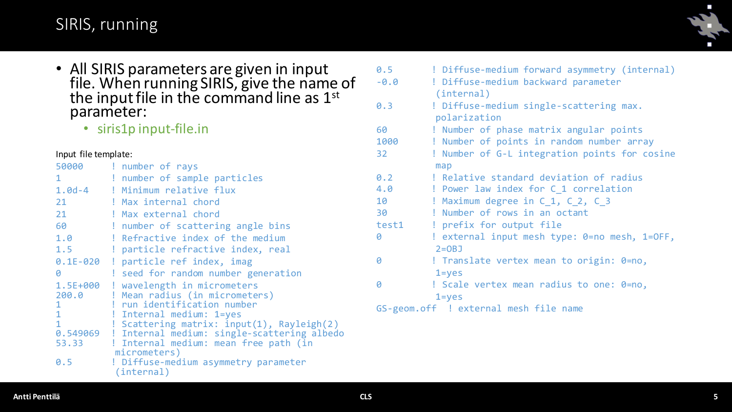# SIRIS, running

- All SIRIS parameters are given in input file. When running SIRIS, give the name of the input file in the command line as 1st parameter:
  - siris1p input-file.in

Input file template:

```
50000      ! number of rays
1          ! number of sample particles
1.0d-4     ! Minimum relative flux
21         ! Max internal chord
21         ! Max external chord
60         ! number of scattering angle bins
1.0        ! Refractive index of the medium
1.5        ! particle refractive index, real
0.1E-020   ! particle ref index, imag
0          ! seed for random number generation
1.5E+000   ! wavelength in micrometers
200.0      ! Mean radius (in micrometers)
1          ! run identification number
1          ! Internal medium: 1=yes
1          ! Scattering matrix: input(1), Rayleigh(2)
0.549069   ! Internal medium: single-scattering albedo
53.33      ! Internal medium: mean free path (in
             micrometers)
0.5        ! Diffuse-medium asymmetry parameter
             (internal)
0.5        ! Diffuse-medium forward asymmetry (internal)
-0.0       ! Diffuse-medium backward parameter
             (internal)
0.3        ! Diffuse-medium single-scattering max.
             polarization
60         ! Number of phase matrix angular points
1000       ! Number of points in random number array
32         ! Number of G-L integration points for cosine
             map
0.2        ! Relative standard deviation of radius
4.0        ! Power law index for C_1 correlation
10         ! Maximum degree in C_1, C_2, C_3
30         ! Number of rows in an octant
test1      ! prefix for output file
0          ! external input mesh type: 0=no mesh, 1=OFF,
             2=OBJ
0          ! Translate vertex mean to origin: 0=no,
             1=yes
0          ! Scale vertex mean radius to one: 0=no,
             1=yes
GS-geom.off  ! external mesh file name
```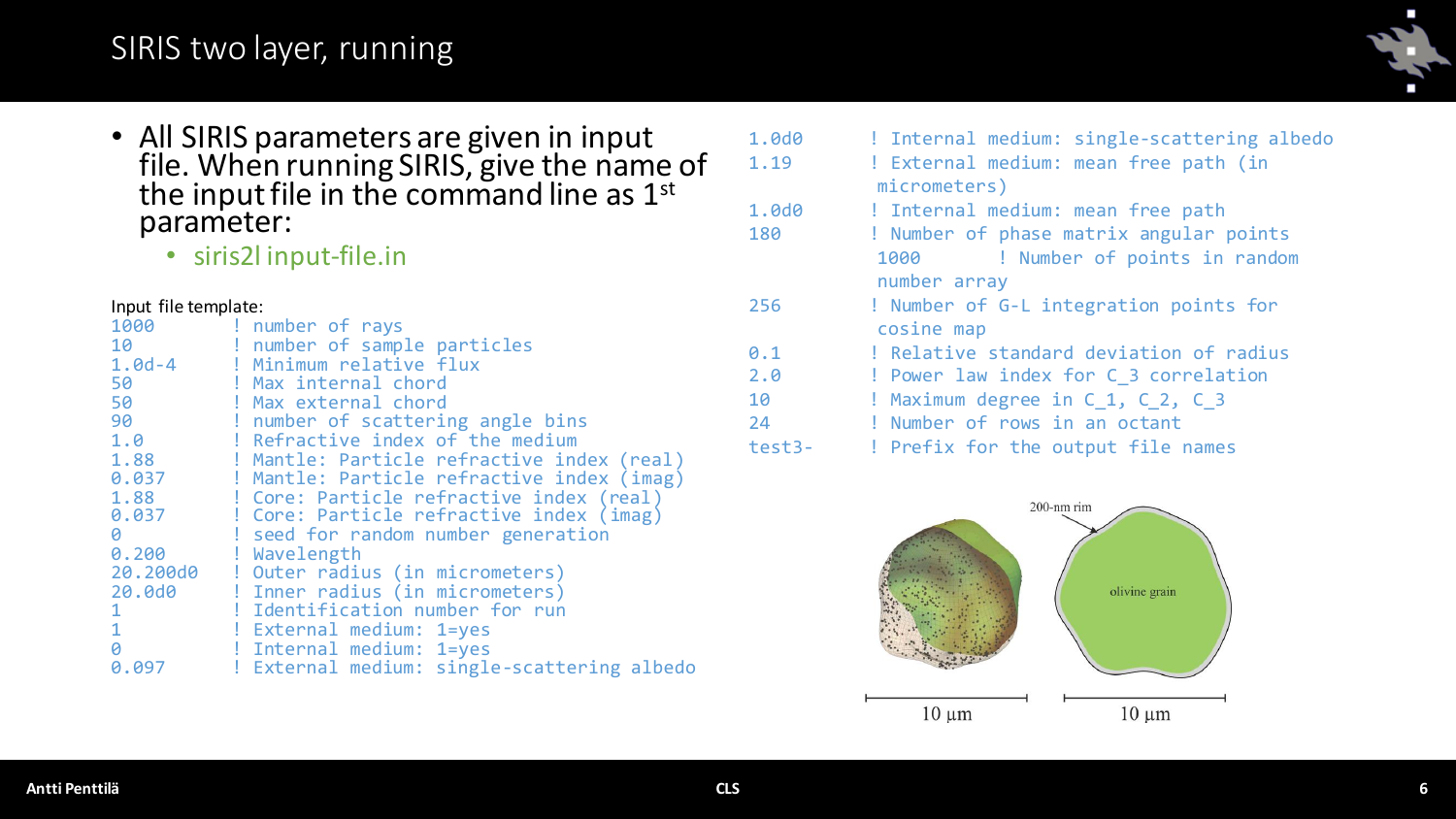# SIRIS two layer, running

- All SIRIS parameters are given in input file. When running SIRIS, give the name of the input file in the command line as 1st parameter:
  - siris2l input-file.in

Input file template:

```
1000        ! number of rays
10          ! number of sample particles
1.0d-4      ! Minimum relative flux
50          ! Max internal chord
50          ! Max external chord
90          ! number of scattering angle bins
1.0         ! Refractive index of the medium
1.88        ! Mantle: Particle refractive index (real)
0.037       ! Mantle: Particle refractive index (imag)
1.88        ! Core: Particle refractive index (real)
0.037       ! Core: Particle refractive index (imag)
0           ! seed for random number generation
0.200       ! Wavelength
20.200d0    ! Outer radius (in micrometers)
20.0d0      ! Inner radius (in micrometers)
1           ! Identification number for run
1           ! External medium: 1=yes
0           ! Internal medium: 1=yes
0.097       ! External medium: single-scattering albedo
1.0d0       ! Internal medium: single-scattering albedo
1.19        ! External medium: mean free path (in micrometers)
1.0d0       ! Internal medium: mean free path
180         ! Number of phase matrix angular points
1000        ! Number of points in random number array
256         ! Number of G-L integration points for cosine map
0.1         ! Relative standard deviation of radius
2.0         ! Power law index for C_3 correlation
10          ! Maximum degree in C_1, C_2, C_3
24          ! Number of rows in an octant
test3-      ! Prefix for the output file names
```

200-nm rim

olivine grain

10 μm

10 μm